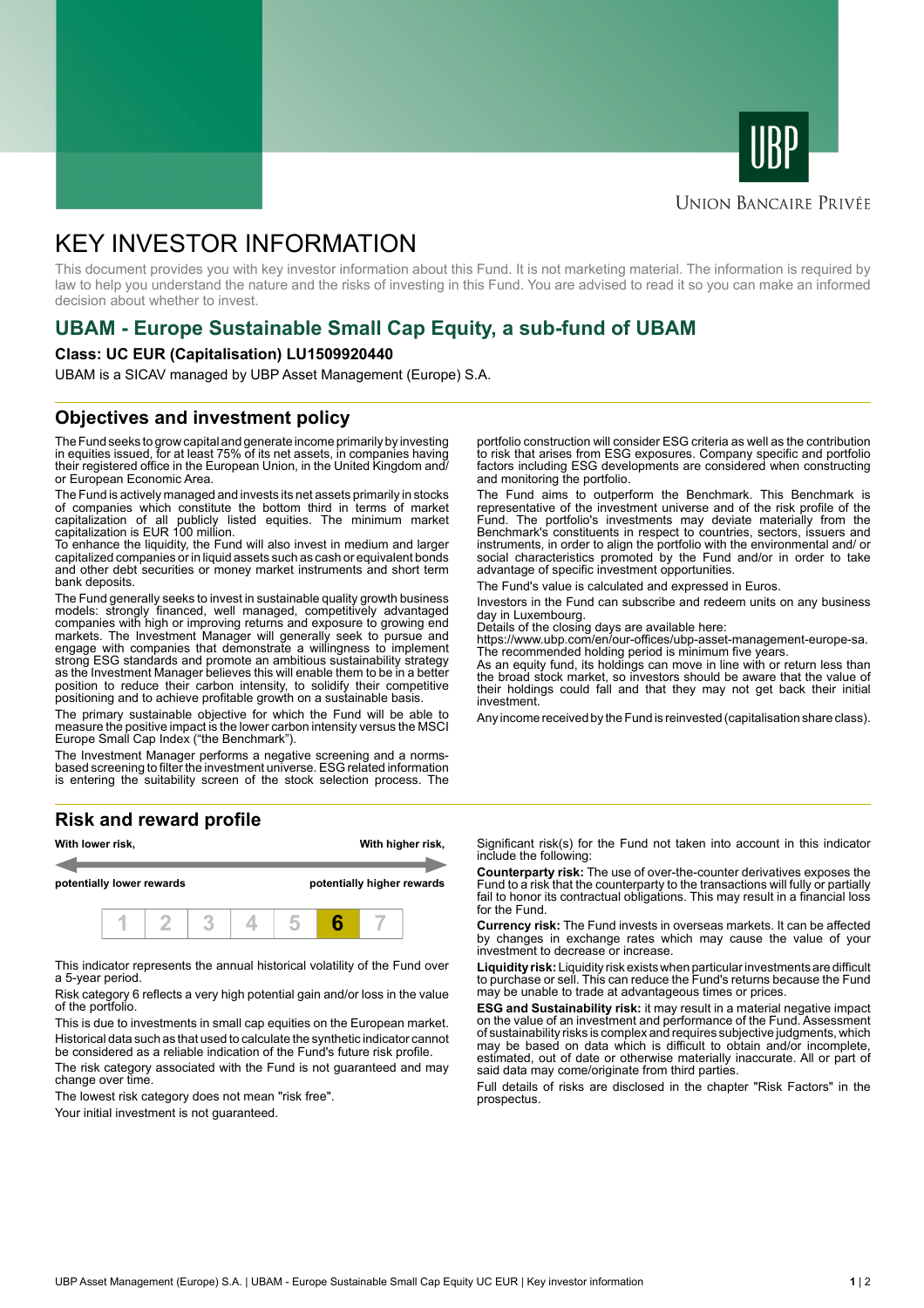# KEY INVESTOR INFORMATION

This document provides you with key investor information about this Fund. It is not marketing material. The information is required by law to help you understand the nature and the risks of investing in this Fund. You are advised to read it so you can make an informed decision about whether to invest.

## UBAM - Europe Sustainable Small Cap Equity, a sub-fund of UBAM

**Class: UC EUR (Capitalisation) LU1509920440**

UBAM is a SICAV managed by UBP Asset Management (Europe) S.A.

## Objectives and investment policy

The Fund seeks to grow capital and generate income primarily by investing in equities issued, for at least 75% of its net assets, in companies having their registered office in the European Union, in the United Kingdom and/ or European Economic Area.

The Fund is actively managed and invests its net assets primarily in stocks of companies which constitute the bottom third in terms of market capitalization of all publicly listed equities. The minimum market capitalization is EUR 100 million.

To enhance the liquidity, the Fund will also invest in medium and larger capitalized companies or in liquid assets such as cash or equivalent bonds and other debt securities or money market instruments and short term bank deposits.

The Fund generally seeks to invest in sustainable quality growth business models: strongly financed, well managed, competitively advantaged companies with high or improving returns and exposure to growing end markets. The Investment Manager will generally seek to pursue and engage with companies that demonstrate a willingness to implement strong ESG standards and promote an ambitious sustainability strategy as the Investment Manager believes this will enable them to be in a better position to reduce their carbon intensity, to solidify their competitive positioning and to achieve profitable growth on a sustainable basis.

The primary sustainable objective for which the Fund will be able to measure the positive impact is the lower carbon intensity versus the MSCI Europe Small Cap Index ("the Benchmark").

The Investment Manager performs a negative screening and a norms-based screening to filter the investment universe. ESG related information is entering the suitability screen of the stock selection process. The portfolio construction will consider ESG criteria as well as the contribution to risk that arises from ESG exposures. Company specific and portfolio factors including ESG developments are considered when constructing and monitoring the portfolio.

The Fund aims to outperform the Benchmark. This Benchmark is representative of the investment universe and of the risk profile of the Fund. The portfolio's investments may deviate materially from the Benchmark's constituents in respect to countries, sectors, issuers and instruments, in order to align the portfolio with the environmental and/ or social characteristics promoted by the Fund and/or in order to take advantage of specific investment opportunities.

The Fund's value is calculated and expressed in Euros.

Investors in the Fund can subscribe and redeem units on any business day in Luxembourg.

Details of the closing days are available here:
https://www.ubp.com/en/our-offices/ubp-asset-management-europe-sa.

The recommended holding period is minimum five years.

As an equity fund, its holdings can move in line with or return less than the broad stock market, so investors should be aware that the value of their holdings could fall and that they may not get back their initial investment.

Any income received by the Fund is reinvested (capitalisation share class).

## Risk and reward profile

**With lower risk,** — **With higher risk,**

**potentially lower rewards** — **potentially higher rewards**

| 1 | 2 | 3 | 4 | 5 | **6** | 7 |
|---|---|---|---|---|---|---|

This indicator represents the annual historical volatility of the Fund over a 5-year period.

Risk category 6 reflects a very high potential gain and/or loss in the value of the portfolio.

This is due to investments in small cap equities on the European market.

Historical data such as that used to calculate the synthetic indicator cannot be considered as a reliable indication of the Fund's future risk profile.

The risk category associated with the Fund is not guaranteed and may change over time.

The lowest risk category does not mean "risk free".

Your initial investment is not guaranteed.

Significant risk(s) for the Fund not taken into account in this indicator include the following:

**Counterparty risk:** The use of over-the-counter derivatives exposes the Fund to a risk that the counterparty to the transactions will fully or partially fail to honor its contractual obligations. This may result in a financial loss for the Fund.

**Currency risk:** The Fund invests in overseas markets. It can be affected by changes in exchange rates which may cause the value of your investment to decrease or increase.

**Liquidity risk:** Liquidity risk exists when particular investments are difficult to purchase or sell. This can reduce the Fund's returns because the Fund may be unable to trade at advantageous times or prices.

**ESG and Sustainability risk:** it may result in a material negative impact on the value of an investment and performance of the Fund. Assessment of sustainability risks is complex and requires subjective judgments, which may be based on data which is difficult to obtain and/or incomplete, estimated, out of date or otherwise materially inaccurate. All or part of said data may come/originate from third parties.

Full details of risks are disclosed in the chapter "Risk Factors" in the prospectus.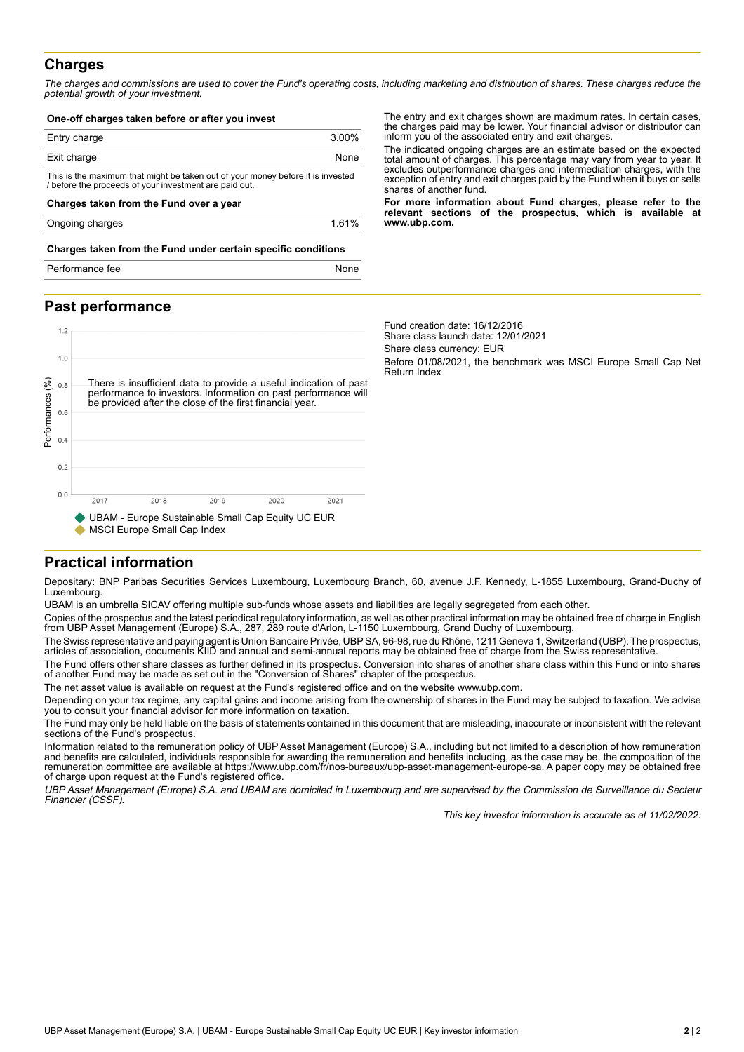## Charges

*The charges and commissions are used to cover the Fund's operating costs, including marketing and distribution of shares. These charges reduce the potential growth of your investment.*

| **One-off charges taken before or after you invest** | |
|---|---|
| Entry charge | 3.00% |
| Exit charge | None |

This is the maximum that might be taken out of your money before it is invested / before the proceeds of your investment are paid out.

| **Charges taken from the Fund over a year** | |
|---|---|
| Ongoing charges | 1.61% |

| **Charges taken from the Fund under certain specific conditions** | |
|---|---|
| Performance fee | None |

The entry and exit charges shown are maximum rates. In certain cases, the charges paid may be lower. Your financial advisor or distributor can inform you of the associated entry and exit charges.

The indicated ongoing charges are an estimate based on the expected total amount of charges. This percentage may vary from year to year. It excludes outperformance charges and intermediation charges, with the exception of entry and exit charges paid by the Fund when it buys or sells shares of another fund.

**For more information about Fund charges, please refer to the relevant sections of the prospectus, which is available at www.ubp.com.**

## Past performance

Performances (%)

1.2
1.0
0.8
0.6
0.4
0.2
0.0

2017
2018
2019
2020
2021

There is insufficient data to provide a useful indication of past performance to investors. Information on past performance will be provided after the close of the first financial year.

UBAM - Europe Sustainable Small Cap Equity UC EUR
MSCI Europe Small Cap Index

Fund creation date: 16/12/2016
Share class launch date: 12/01/2021

Share class currency: EUR

Before 01/08/2021, the benchmark was MSCI Europe Small Cap Net Return Index

## Practical information

Depositary: BNP Paribas Securities Services Luxembourg, Luxembourg Branch, 60, avenue J.F. Kennedy, L-1855 Luxembourg, Grand-Duchy of Luxembourg.

UBAM is an umbrella SICAV offering multiple sub-funds whose assets and liabilities are legally segregated from each other.

Copies of the prospectus and the latest periodical regulatory information, as well as other practical information may be obtained free of charge in English from UBP Asset Management (Europe) S.A., 287, 289 route d'Arlon, L-1150 Luxembourg, Grand Duchy of Luxembourg.

The Swiss representative and paying agent is Union Bancaire Privée, UBP SA, 96-98, rue du Rhône, 1211 Geneva 1, Switzerland (UBP). The prospectus, articles of association, documents KIID and annual and semi-annual reports may be obtained free of charge from the Swiss representative.

The Fund offers other share classes as further defined in its prospectus. Conversion into shares of another share class within this Fund or into shares of another Fund may be made as set out in the "Conversion of Shares" chapter of the prospectus.

The net asset value is available on request at the Fund's registered office and on the website www.ubp.com.

Depending on your tax regime, any capital gains and income arising from the ownership of shares in the Fund may be subject to taxation. We advise you to consult your financial advisor for more information on taxation.

The Fund may only be held liable on the basis of statements contained in this document that are misleading, inaccurate or inconsistent with the relevant sections of the Fund's prospectus.

Information related to the remuneration policy of UBP Asset Management (Europe) S.A., including but not limited to a description of how remuneration and benefits are calculated, individuals responsible for awarding the remuneration and benefits including, as the case may be, the composition of the remuneration committee are available at https://www.ubp.com/fr/nos-bureaux/ubp-asset-management-europe-sa. A paper copy may be obtained free of charge upon request at the Fund's registered office.

*UBP Asset Management (Europe) S.A. and UBAM are domiciled in Luxembourg and are supervised by the Commission de Surveillance du Secteur Financier (CSSF).*

*This key investor information is accurate as at 11/02/2022.*